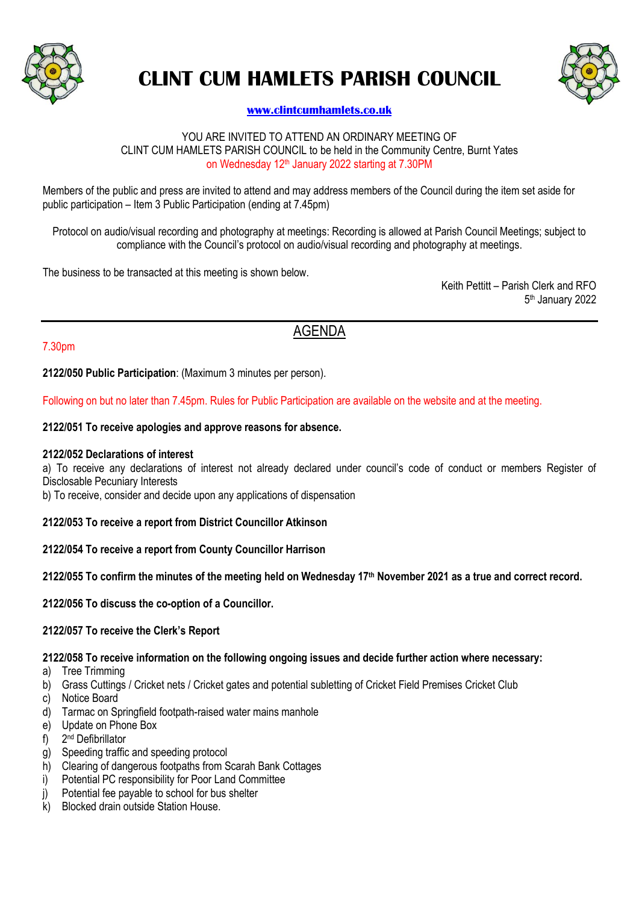# CLINT CUM HAMLETS PARISH COUNCIL

**www.clintcumhamlets.co.uk**

YOU ARE INVITED TO ATTEND AN ORDINARY MEETING OF
CLINT CUM HAMLETS PARISH COUNCIL to be held in the Community Centre, Burnt Yates
on Wednesday 12th January 2022 starting at 7.30PM

Members of the public and press are invited to attend and may address members of the Council during the item set aside for public participation – Item 3 Public Participation (ending at 7.45pm)

Protocol on audio/visual recording and photography at meetings: Recording is allowed at Parish Council Meetings; subject to compliance with the Council's protocol on audio/visual recording and photography at meetings.

The business to be transacted at this meeting is shown below.

Keith Pettitt – Parish Clerk and RFO
5th January 2022

---

## AGENDA

7.30pm

**2122/050 Public Participation**: (Maximum 3 minutes per person).

Following on but no later than 7.45pm. Rules for Public Participation are available on the website and at the meeting.

**2122/051 To receive apologies and approve reasons for absence.**

**2122/052 Declarations of interest**

a) To receive any declarations of interest not already declared under council's code of conduct or members Register of Disclosable Pecuniary Interests

b) To receive, consider and decide upon any applications of dispensation

**2122/053 To receive a report from District Councillor Atkinson**

**2122/054 To receive a report from County Councillor Harrison**

**2122/055 To confirm the minutes of the meeting held on Wednesday 17th November 2021 as a true and correct record.**

**2122/056 To discuss the co-option of a Councillor.**

**2122/057 To receive the Clerk's Report**

**2122/058 To receive information on the following ongoing issues and decide further action where necessary:**

a) Tree Trimming
b) Grass Cuttings / Cricket nets / Cricket gates and potential subletting of Cricket Field Premises Cricket Club
c) Notice Board
d) Tarmac on Springfield footpath-raised water mains manhole
e) Update on Phone Box
f) 2nd Defibrillator
g) Speeding traffic and speeding protocol
h) Clearing of dangerous footpaths from Scarah Bank Cottages
i) Potential PC responsibility for Poor Land Committee
j) Potential fee payable to school for bus shelter
k) Blocked drain outside Station House.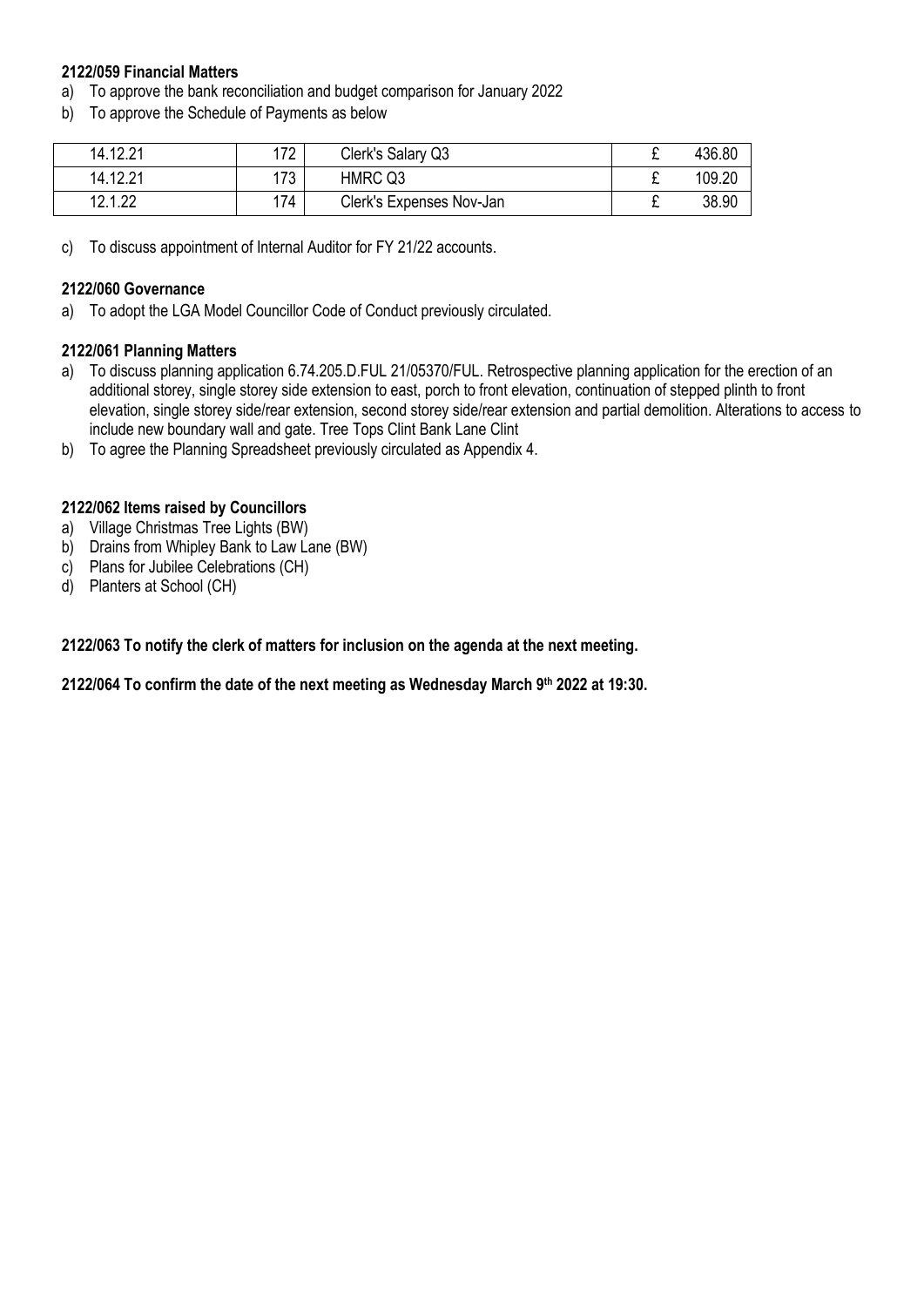**2122/059 Financial Matters**

a) To approve the bank reconciliation and budget comparison for January 2022
b) To approve the Schedule of Payments as below

| | | | | |
|---|---|---|---|---|
| 14.12.21 | 172 | Clerk's Salary Q3 | £ | 436.80 |
| 14.12.21 | 173 | HMRC Q3 | £ | 109.20 |
| 12.1.22 | 174 | Clerk's Expenses Nov-Jan | £ | 38.90 |

c) To discuss appointment of Internal Auditor for FY 21/22 accounts.

**2122/060 Governance**

a) To adopt the LGA Model Councillor Code of Conduct previously circulated.

**2122/061 Planning Matters**

a) To discuss planning application 6.74.205.D.FUL 21/05370/FUL. Retrospective planning application for the erection of an additional storey, single storey side extension to east, porch to front elevation, continuation of stepped plinth to front elevation, single storey side/rear extension, second storey side/rear extension and partial demolition. Alterations to access to include new boundary wall and gate. Tree Tops Clint Bank Lane Clint
b) To agree the Planning Spreadsheet previously circulated as Appendix 4.

**2122/062 Items raised by Councillors**

a) Village Christmas Tree Lights (BW)
b) Drains from Whipley Bank to Law Lane (BW)
c) Plans for Jubilee Celebrations (CH)
d) Planters at School (CH)

**2122/063 To notify the clerk of matters for inclusion on the agenda at the next meeting.**

**2122/064 To confirm the date of the next meeting as Wednesday March 9th 2022 at 19:30.**